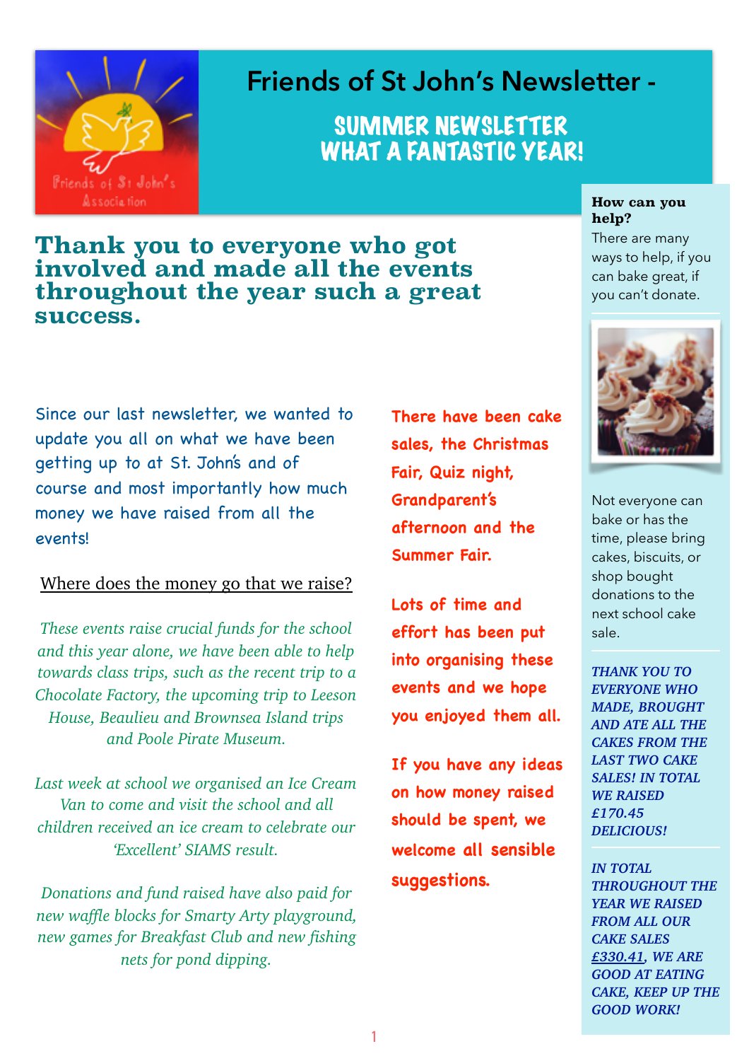# Friends of St John's Newsletter -

## SUMMER NEWSLETTER
## WHAT A FANTASTIC YEAR!

## Thank you to everyone who got involved and made all the events throughout the year such a great success.

Since our last newsletter, we wanted to update you all on what we have been getting up to at St. John's and of course and most importantly how much money we have raised from all the events!

<u>Where does the money go that we raise?</u>

*These events raise crucial funds for the school and this year alone, we have been able to help towards class trips, such as the recent trip to a Chocolate Factory, the upcoming trip to Leeson House, Beaulieu and Brownsea Island trips and Poole Pirate Museum.*

*Last week at school we organised an Ice Cream Van to come and visit the school and all children received an ice cream to celebrate our 'Excellent' SIAMS result.*

*Donations and fund raised have also paid for new waffle blocks for Smarty Arty playground, new games for Breakfast Club and new fishing nets for pond dipping.*

There have been cake sales, the Christmas Fair, Quiz night, Grandparent's afternoon and the Summer Fair.

Lots of time and effort has been put into organising these events and we hope you enjoyed them all.

If you have any ideas on how money raised should be spent, we welcome all sensible suggestions.

**How can you help?**

There are many ways to help, if you can bake great, if you can't donate.

Not everyone can bake or has the time, please bring cakes, biscuits, or shop bought donations to the next school cake sale.

***THANK YOU TO EVERYONE WHO MADE, BROUGHT AND ATE ALL THE CAKES FROM THE LAST TWO CAKE SALES! IN TOTAL WE RAISED £170.45 DELICIOUS!***

***IN TOTAL THROUGHOUT THE YEAR WE RAISED FROM ALL OUR CAKE SALES <u>£330.41</u>, WE ARE GOOD AT EATING CAKE, KEEP UP THE GOOD WORK!***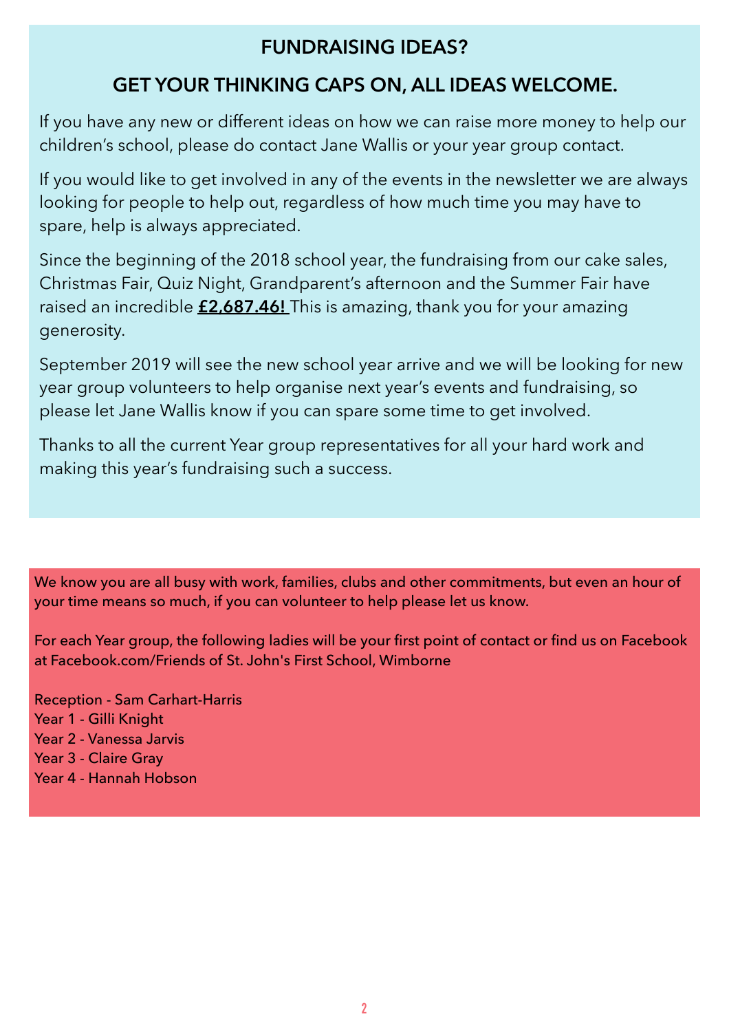## FUNDRAISING IDEAS?

## GET YOUR THINKING CAPS ON, ALL IDEAS WELCOME.

If you have any new or different ideas on how we can raise more money to help our children's school, please do contact Jane Wallis or your year group contact.

If you would like to get involved in any of the events in the newsletter we are always looking for people to help out, regardless of how much time you may have to spare, help is always appreciated.

Since the beginning of the 2018 school year, the fundraising from our cake sales, Christmas Fair, Quiz Night, Grandparent's afternoon and the Summer Fair have raised an incredible **£2,687.46!** This is amazing, thank you for your amazing generosity.

September 2019 will see the new school year arrive and we will be looking for new year group volunteers to help organise next year's events and fundraising, so please let Jane Wallis know if you can spare some time to get involved.

Thanks to all the current Year group representatives for all your hard work and making this year's fundraising such a success.

We know you are all busy with work, families, clubs and other commitments, but even an hour of your time means so much, if you can volunteer to help please let us know.

For each Year group, the following ladies will be your first point of contact or find us on Facebook at Facebook.com/Friends of St. John's First School, Wimborne

Reception - Sam Carhart-Harris
Year 1 - Gilli Knight
Year 2 - Vanessa Jarvis
Year 3 - Claire Gray
Year 4 - Hannah Hobson